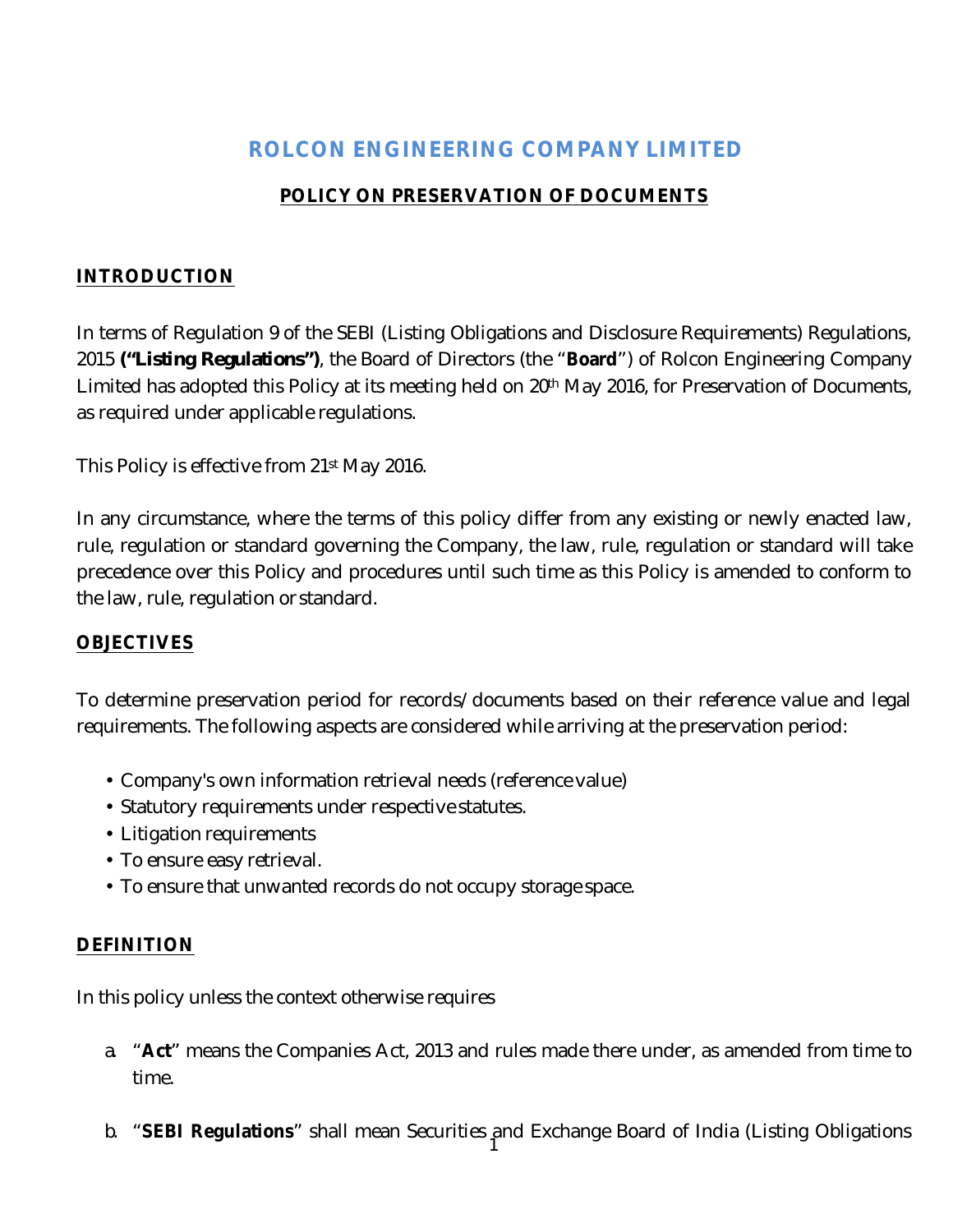# ROLCON ENGINEERING COMPANY LIMITED

## POLICY ON PRESERVATION OF DOCUMENTS

### INTRODUCTION

In terms of Regulation 9 of the SEBI (Listing Obligations and Disclosure Requirements) Regulations, 2015 **("Listing Regulations")**, the Board of Directors (the "**Board**") of Rolcon Engineering Company Limited has adopted this Policy at its meeting held on 20th May 2016, for Preservation of Documents, as required under applicable regulations.

This Policy is effective from 21st May 2016.

In any circumstance, where the terms of this policy differ from any existing or newly enacted law, rule, regulation or standard governing the Company, the law, rule, regulation or standard will take precedence over this Policy and procedures until such time as this Policy is amended to conform to the law, rule, regulation or standard.

### OBJECTIVES

To determine preservation period for records/documents based on their reference value and legal requirements. The following aspects are considered while arriving at the preservation period:

- Company's own information retrieval needs (reference value)
- Statutory requirements under respective statutes.
- Litigation requirements
- To ensure easy retrieval.
- To ensure that unwanted records do not occupy storage space.

### DEFINITION

In this policy unless the context otherwise requires

a. "**Act**" means the Companies Act, 2013 and rules made there under, as amended from time to time.

b. "**SEBI Regulations**" shall mean Securities and Exchange Board of India (Listing Obligations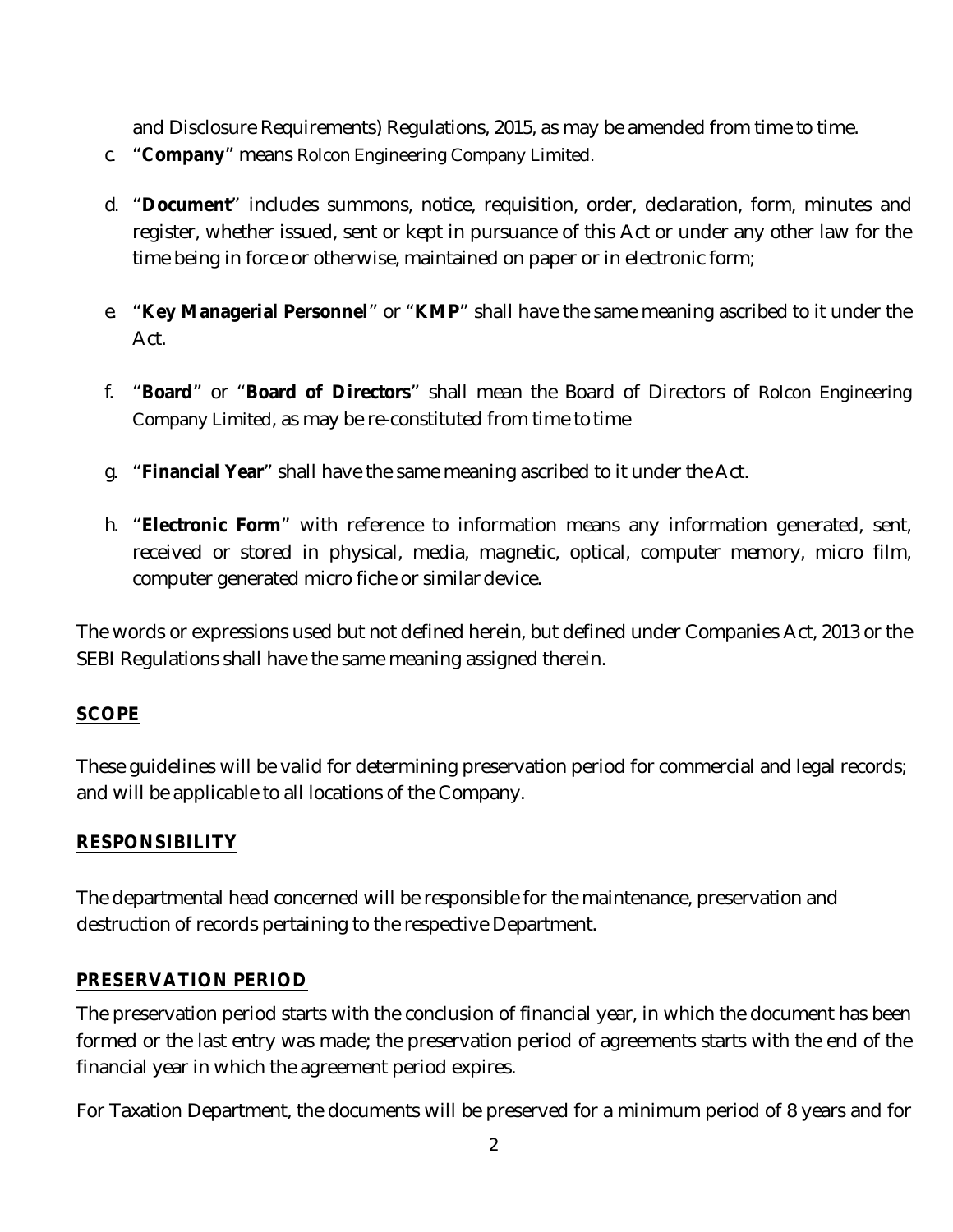and Disclosure Requirements) Regulations, 2015, as may be amended from time to time.

c. "**Company**" means Rolcon Engineering Company Limited.

d. "**Document**" includes summons, notice, requisition, order, declaration, form, minutes and register, whether issued, sent or kept in pursuance of this Act or under any other law for the time being in force or otherwise, maintained on paper or in electronic form;

e. "**Key Managerial Personnel**" or "**KMP**" shall have the same meaning ascribed to it under the Act.

f. "**Board**" or "**Board of Directors**" shall mean the Board of Directors of Rolcon Engineering Company Limited, as may be re-constituted from time to time

g. "**Financial Year**" shall have the same meaning ascribed to it under the Act.

h. "**Electronic Form**" with reference to information means any information generated, sent, received or stored in physical, media, magnetic, optical, computer memory, micro film, computer generated micro fiche or similar device.

The words or expressions used but not defined herein, but defined under Companies Act, 2013 or the SEBI Regulations shall have the same meaning assigned therein.

## SCOPE

These guidelines will be valid for determining preservation period for commercial and legal records; and will be applicable to all locations of the Company.

## RESPONSIBILITY

The departmental head concerned will be responsible for the maintenance, preservation and destruction of records pertaining to the respective Department.

## PRESERVATION PERIOD

The preservation period starts with the conclusion of financial year, in which the document has been formed or the last entry was made; the preservation period of agreements starts with the end of the financial year in which the agreement period expires.

For Taxation Department, the documents will be preserved for a minimum period of 8 years and for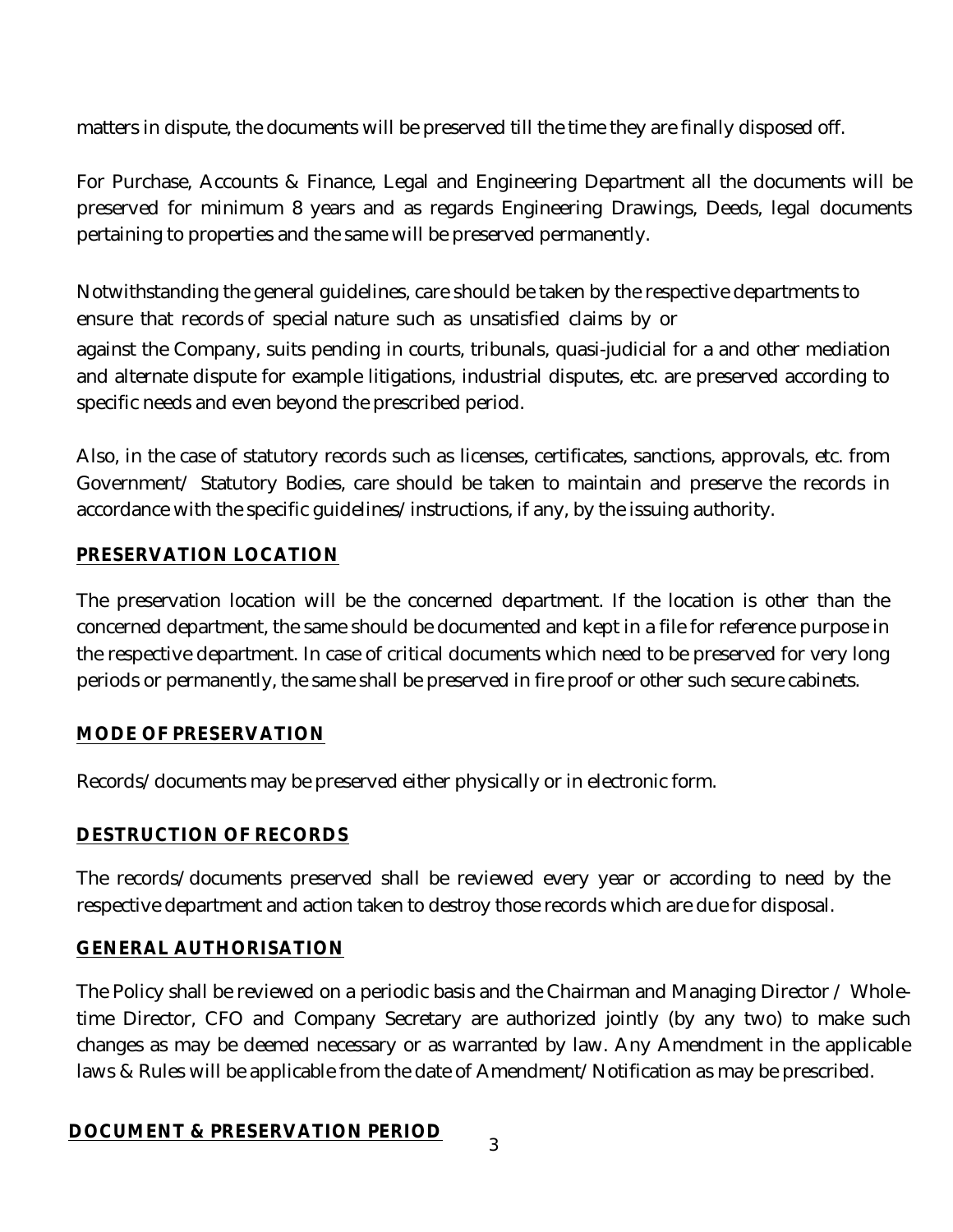matters in dispute, the documents will be preserved till the time they are finally disposed off.

For Purchase, Accounts & Finance, Legal and Engineering Department all the documents will be preserved for minimum 8 years and as regards Engineering Drawings, Deeds, legal documents pertaining to properties and the same will be preserved permanently.

Notwithstanding the general guidelines, care should be taken by the respective departments to ensure that records of special nature such as unsatisfied claims by or against the Company, suits pending in courts, tribunals, quasi-judicial for a and other mediation and alternate dispute for example litigations, industrial disputes, etc. are preserved according to specific needs and even beyond the prescribed period.

Also, in the case of statutory records such as licenses, certificates, sanctions, approvals, etc. from Government/ Statutory Bodies, care should be taken to maintain and preserve the records in accordance with the specific guidelines/instructions, if any, by the issuing authority.

## PRESERVATION LOCATION

The preservation location will be the concerned department. If the location is other than the concerned department, the same should be documented and kept in a file for reference purpose in the respective department. In case of critical documents which need to be preserved for very long periods or permanently, the same shall be preserved in fire proof or other such secure cabinets.

## MODE OF PRESERVATION

Records/documents may be preserved either physically or in electronic form.

## DESTRUCTION OF RECORDS

The records/documents preserved shall be reviewed every year or according to need by the respective department and action taken to destroy those records which are due for disposal.

## GENERAL AUTHORISATION

The Policy shall be reviewed on a periodic basis and the Chairman and Managing Director / Whole-time Director, CFO and Company Secretary are authorized jointly (by any two) to make such changes as may be deemed necessary or as warranted by law. Any Amendment in the applicable laws & Rules will be applicable from the date of Amendment/Notification as may be prescribed.

## DOCUMENT & PRESERVATION PERIOD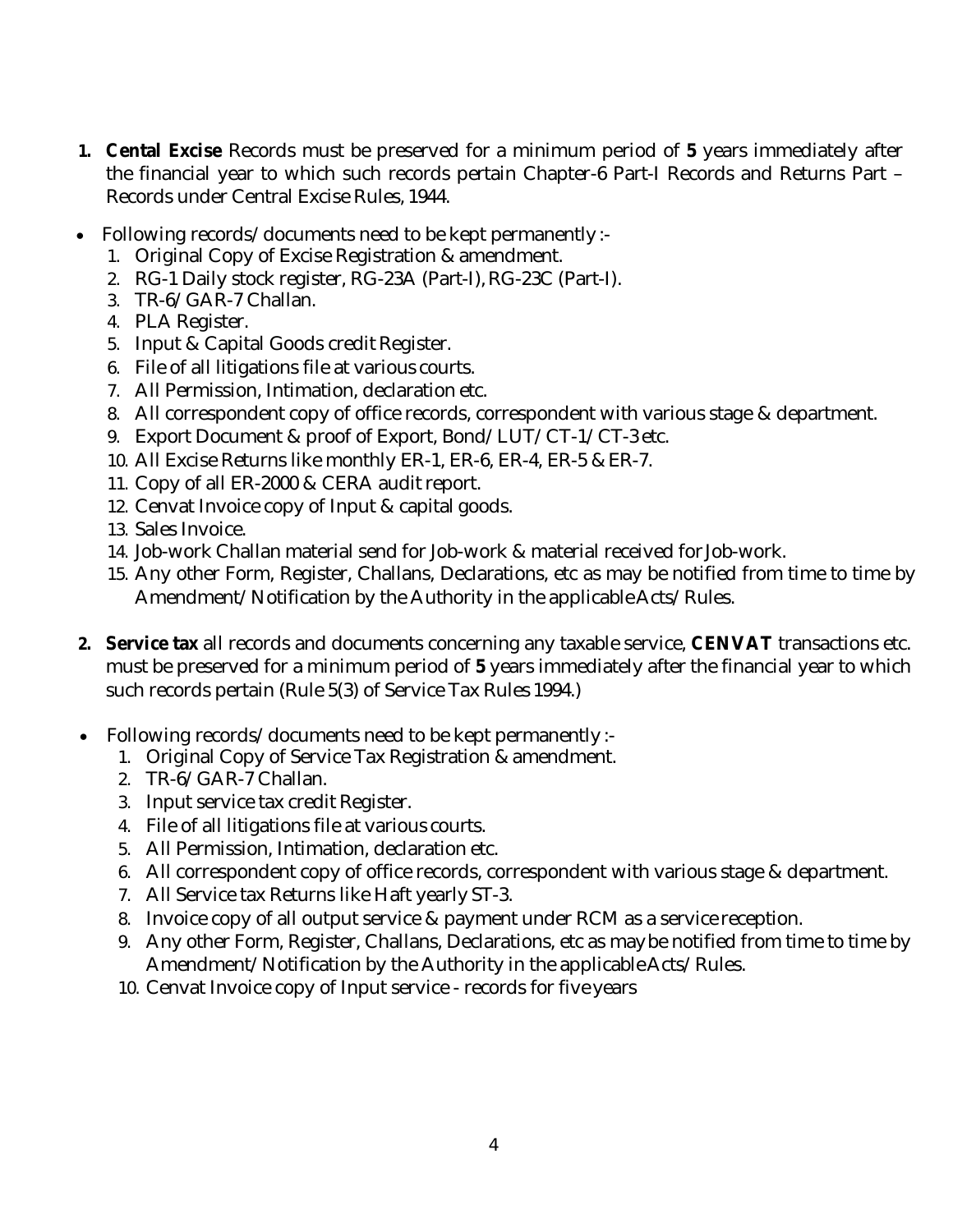1. **Cental Excise** Records must be preserved for a minimum period of **5** years immediately after the financial year to which such records pertain Chapter-6 Part-I Records and Returns Part – Records under Central Excise Rules, 1944.

- Following records/documents need to be kept permanently :-
    1. Original Copy of Excise Registration & amendment.
    2. RG-1 Daily stock register, RG-23A (Part-I), RG-23C (Part-I).
    3. TR-6/GAR-7 Challan.
    4. PLA Register.
    5. Input & Capital Goods credit Register.
    6. File of all litigations file at various courts.
    7. All Permission, Intimation, declaration etc.
    8. All correspondent copy of office records, correspondent with various stage & department.
    9. Export Document & proof of Export, Bond/LUT/CT-1/CT-3 etc.
    10. All Excise Returns like monthly ER-1, ER-6, ER-4, ER-5 & ER-7.
    11. Copy of all ER-2000 & CERA audit report.
    12. Cenvat Invoice copy of Input & capital goods.
    13. Sales Invoice.
    14. Job-work Challan material send for Job-work & material received for Job-work.
    15. Any other Form, Register, Challans, Declarations, etc as may be notified from time to time by Amendment/Notification by the Authority in the applicable Acts/Rules.

2. **Service tax** all records and documents concerning any taxable service, **CENVAT** transactions etc. must be preserved for a minimum period of **5** years immediately after the financial year to which such records pertain (Rule 5(3) of Service Tax Rules 1994.)

- Following records/documents need to be kept permanently :-
    1. Original Copy of Service Tax Registration & amendment.
    2. TR-6/GAR-7 Challan.
    3. Input service tax credit Register.
    4. File of all litigations file at various courts.
    5. All Permission, Intimation, declaration etc.
    6. All correspondent copy of office records, correspondent with various stage & department.
    7. All Service tax Returns like Haft yearly ST-3.
    8. Invoice copy of all output service & payment under RCM as a service reception.
    9. Any other Form, Register, Challans, Declarations, etc as may be notified from time to time by Amendment/Notification by the Authority in the applicable Acts/Rules.
    10. Cenvat Invoice copy of Input service - records for five years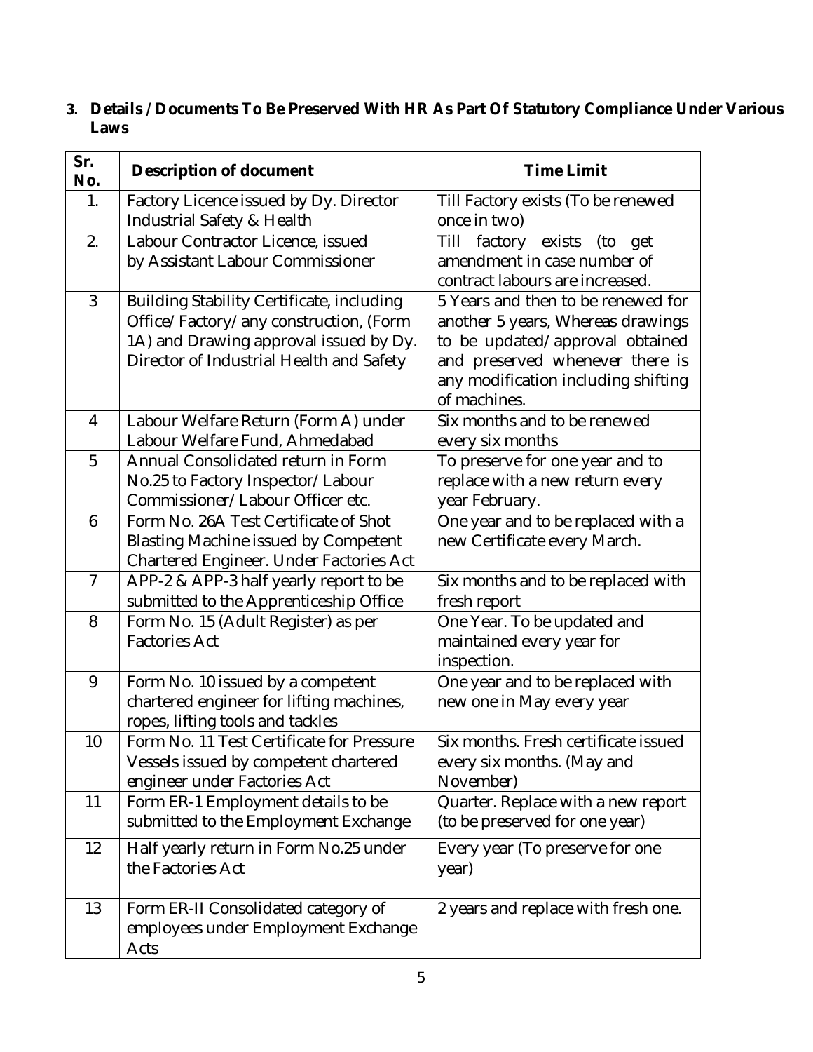### 3. Details / Documents To Be Preserved With HR As Part Of Statutory Compliance Under Various Laws

| Sr. No. | Description of document | Time Limit |
|---|---|---|
| 1. | Factory Licence issued by Dy. Director Industrial Safety & Health | Till Factory exists (To be renewed once in two) |
| 2. | Labour Contractor Licence, issued by Assistant Labour Commissioner | Till factory exists (to get amendment in case number of contract labours are increased. |
| 3 | Building Stability Certificate, including Office/Factory/any construction, (Form 1A) and Drawing approval issued by Dy. Director of Industrial Health and Safety | 5 Years and then to be renewed for another 5 years, Whereas drawings to be updated/approval obtained and preserved whenever there is any modification including shifting of machines. |
| 4 | Labour Welfare Return (Form A) under Labour Welfare Fund, Ahmedabad | Six months and to be renewed every six months |
| 5 | Annual Consolidated return in Form No.25 to Factory Inspector/Labour Commissioner/Labour Officer etc. | To preserve for one year and to replace with a new return every year February. |
| 6 | Form No. 26A Test Certificate of Shot Blasting Machine issued by Competent Chartered Engineer. Under Factories Act | One year and to be replaced with a new Certificate every March. |
| 7 | APP-2 & APP-3 half yearly report to be submitted to the Apprenticeship Office | Six months and to be replaced with fresh report |
| 8 | Form No. 15 (Adult Register) as per Factories Act | One Year. To be updated and maintained every year for inspection. |
| 9 | Form No. 10 issued by a competent chartered engineer for lifting machines, ropes, lifting tools and tackles | One year and to be replaced with new one in May every year |
| 10 | Form No. 11 Test Certificate for Pressure Vessels issued by competent chartered engineer under Factories Act | Six months. Fresh certificate issued every six months. (May and November) |
| 11 | Form ER-1 Employment details to be submitted to the Employment Exchange | Quarter. Replace with a new report (to be preserved for one year) |
| 12 | Half yearly return in Form No.25 under the Factories Act | Every year (To preserve for one year) |
| 13 | Form ER-II Consolidated category of employees under Employment Exchange Acts | 2 years and replace with fresh one. |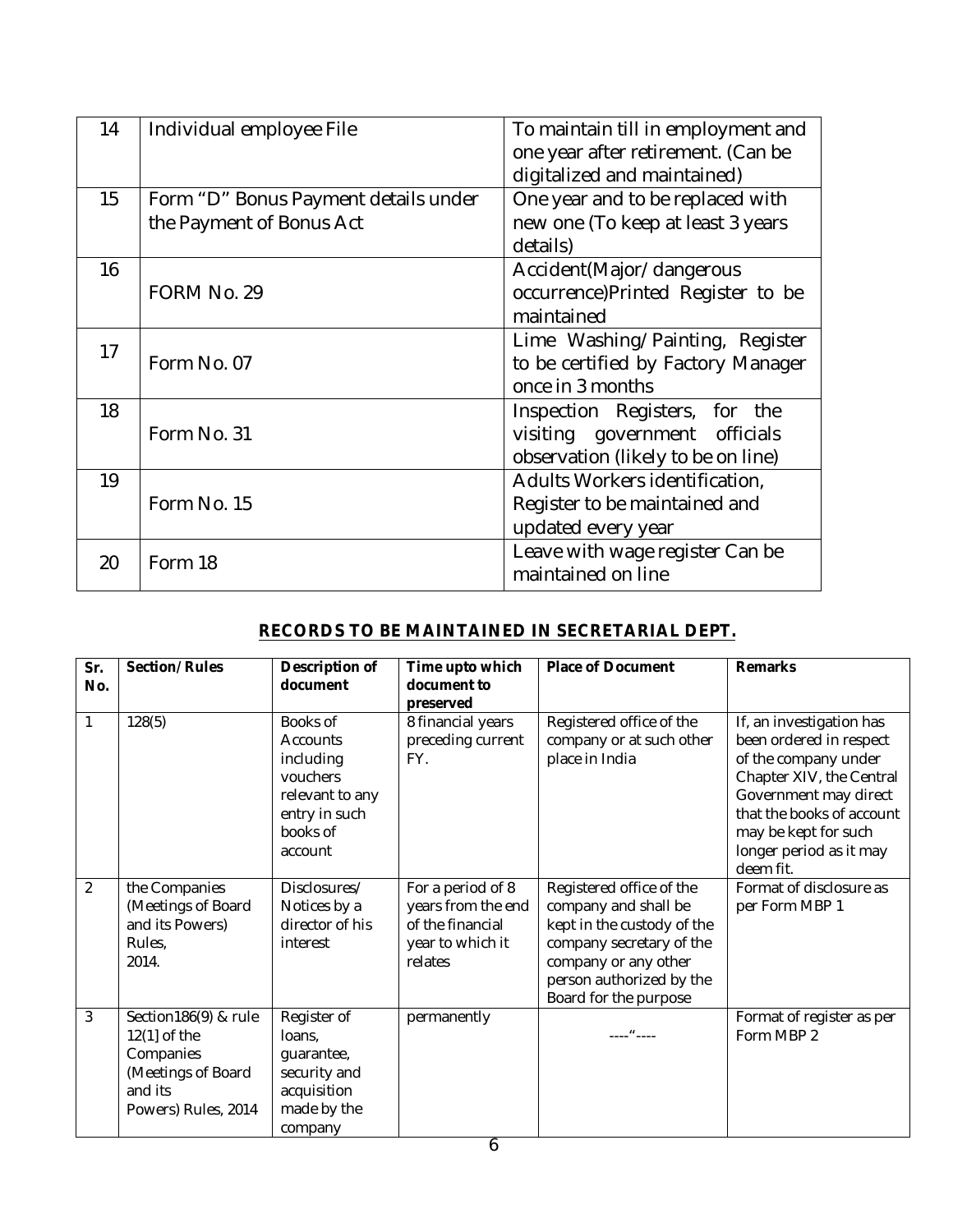| 14 | Individual employee File | To maintain till in employment and one year after retirement. (Can be digitalized and maintained) |
|---|---|---|
| 15 | Form "D" Bonus Payment details under the Payment of Bonus Act | One year and to be replaced with new one (To keep at least 3 years details) |
| 16 | FORM No. 29 | Accident(Major/dangerous occurrence)Printed Register to be maintained |
| 17 | Form No. 07 | Lime Washing/Painting, Register to be certified by Factory Manager once in 3 months |
| 18 | Form No. 31 | Inspection Registers, for the visiting government officials observation (likely to be on line) |
| 19 | Form No. 15 | Adults Workers identification, Register to be maintained and updated every year |
| 20 | Form 18 | Leave with wage register Can be maintained on line |

## RECORDS TO BE MAINTAINED IN SECRETARIAL DEPT.

| Sr. No. | Section/Rules | Description of document | Time upto which document to preserved | Place of Document | Remarks |
|---|---|---|---|---|---|
| 1 | 128(5) | Books of Accounts including vouchers relevant to any entry in such books of account | 8 financial years preceding current FY. | Registered office of the company or at such other place in India | If, an investigation has been ordered in respect of the company under Chapter XIV, the Central Government may direct that the books of account may be kept for such longer period as it may deem fit. |
| 2 | the Companies (Meetings of Board and its Powers) Rules, 2014. | Disclosures/ Notices by a director of his interest | For a period of 8 years from the end of the financial year to which it relates | Registered office of the company and shall be kept in the custody of the company secretary of the company or any other person authorized by the Board for the purpose | Format of disclosure as per Form MBP 1 |
| 3 | Section186(9) & rule 12(1] of the Companies (Meetings of Board and its Powers) Rules, 2014 | Register of loans, guarantee, security and acquisition made by the company | permanently | ----"---- | Format of register as per Form MBP 2 |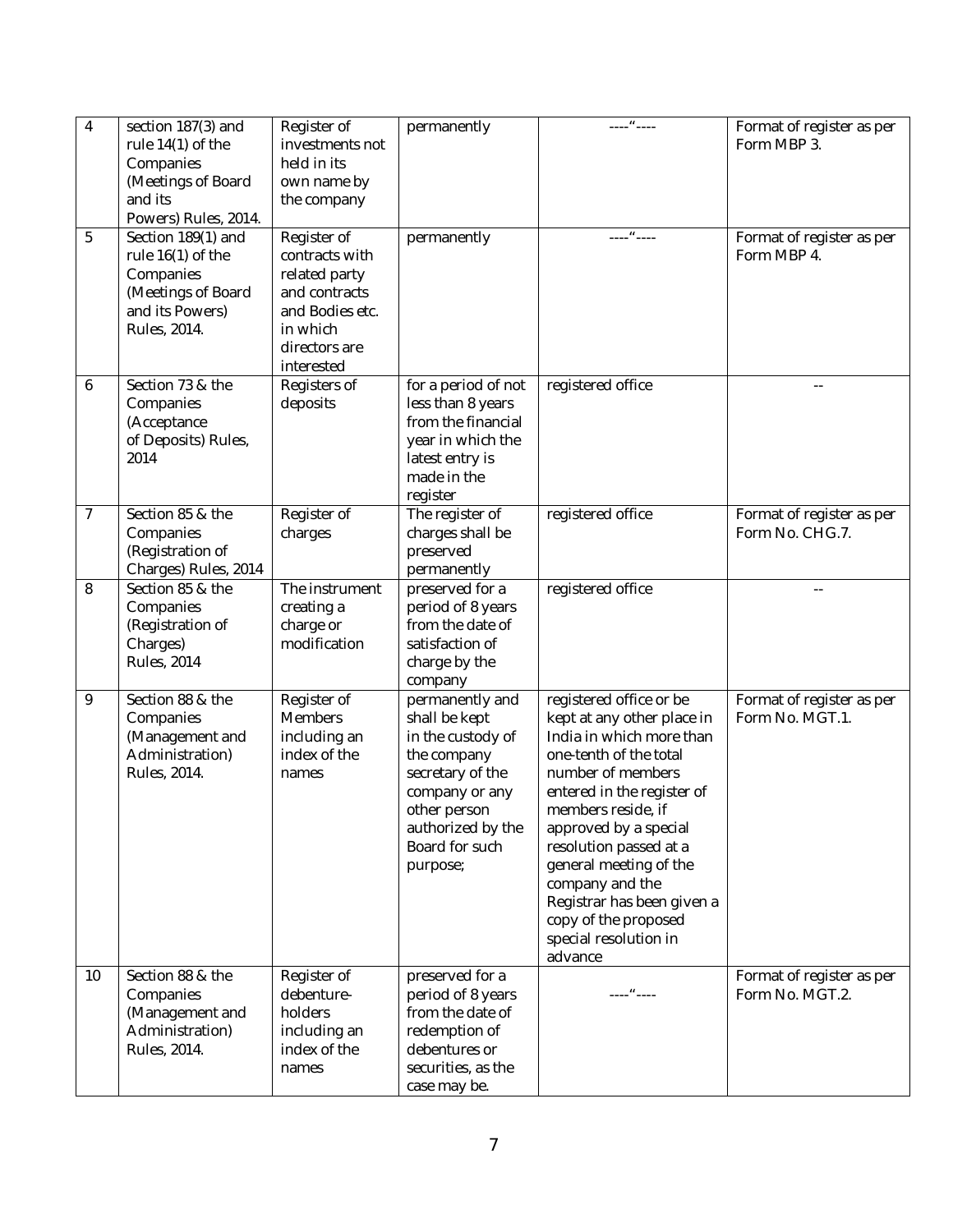| 4 | section 187(3) and rule 14(1) of the Companies (Meetings of Board and its Powers) Rules, 2014. | Register of investments not held in its own name by the company | permanently | ----"---- | Format of register as per Form MBP 3. |
|---|---|---|---|---|---|
| 5 | Section 189(1) and rule 16(1) of the Companies (Meetings of Board and its Powers) Rules, 2014. | Register of contracts with related party and contracts and Bodies etc. in which directors are interested | permanently | ----"---- | Format of register as per Form MBP 4. |
| 6 | Section 73 & the Companies (Acceptance of Deposits) Rules, 2014 | Registers of deposits | for a period of not less than 8 years from the financial year in which the latest entry is made in the register | registered office | -- |
| 7 | Section 85 & the Companies (Registration of Charges) Rules, 2014 | Register of charges | The register of charges shall be preserved permanently | registered office | Format of register as per Form No. CHG.7. |
| 8 | Section 85 & the Companies (Registration of Charges) Rules, 2014 | The instrument creating a charge or modification | preserved for a period of 8 years from the date of satisfaction of charge by the company | registered office | -- |
| 9 | Section 88 & the Companies (Management and Administration) Rules, 2014. | Register of Members including an index of the names | permanently and shall be kept in the custody of the company secretary of the company or any other person authorized by the Board for such purpose; | registered office or be kept at any other place in India in which more than one-tenth of the total number of members entered in the register of members reside, if approved by a special resolution passed at a general meeting of the company and the Registrar has been given a copy of the proposed special resolution in advance | Format of register as per Form No. MGT.1. |
| 10 | Section 88 & the Companies (Management and Administration) Rules, 2014. | Register of debenture-holders including an index of the names | preserved for a period of 8 years from the date of redemption of debentures or securities, as the case may be. | ----"---- | Format of register as per Form No. MGT.2. |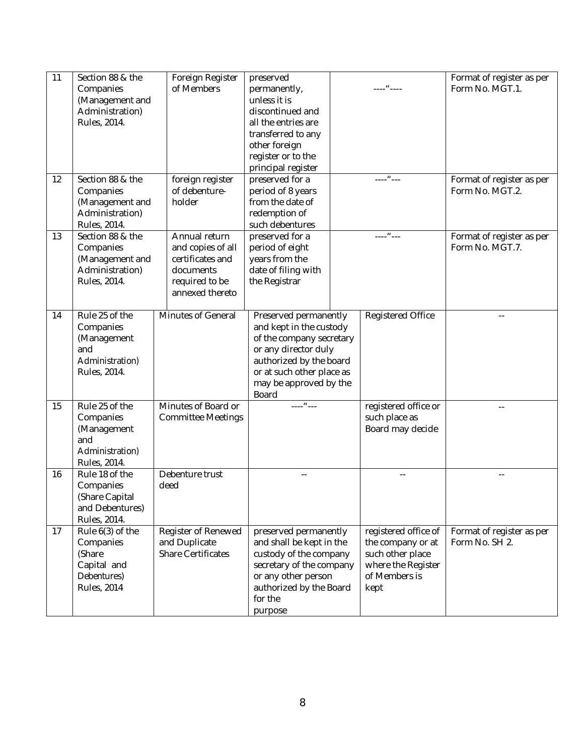| 11 | Section 88 & the Companies (Management and Administration) Rules, 2014. | Foreign Register of Members | preserved permanently, unless it is discontinued and all the entries are transferred to any other foreign register or to the principal register | ----"---- | Format of register as per Form No. MGT.1. |
|---|---|---|---|---|---|
| 12 | Section 88 & the Companies (Management and Administration) Rules, 2014. | foreign register of debenture-holder | preserved for a period of 8 years from the date of redemption of such debentures | ----"--- | Format of register as per Form No. MGT.2. |
| 13 | Section 88 & the Companies (Management and Administration) Rules, 2014. | Annual return and copies of all certificates and documents required to be annexed thereto | preserved for a period of eight years from the date of filing with the Registrar | ----"--- | Format of register as per Form No. MGT.7. |
| 14 | Rule 25 of the Companies (Management and Administration) Rules, 2014. | Minutes of General | Preserved permanently and kept in the custody of the company secretary or any director duly authorized by the board or at such other place as may be approved by the Board | Registered Office | -- |
| 15 | Rule 25 of the Companies (Management and Administration) Rules, 2014. | Minutes of Board or Committee Meetings | ----"--- | registered office or such place as Board may decide | -- |
| 16 | Rule 18 of the Companies (Share Capital and Debentures) Rules, 2014. | Debenture trust deed | -- | -- | -- |
| 17 | Rule 6(3) of the Companies (Share Capital and Debentures) Rules, 2014 | Register of Renewed and Duplicate Share Certificates | preserved permanently and shall be kept in the custody of the company secretary of the company or any other person authorized by the Board for the purpose | registered office of the company or at such other place where the Register of Members is kept | Format of register as per Form No. SH 2. |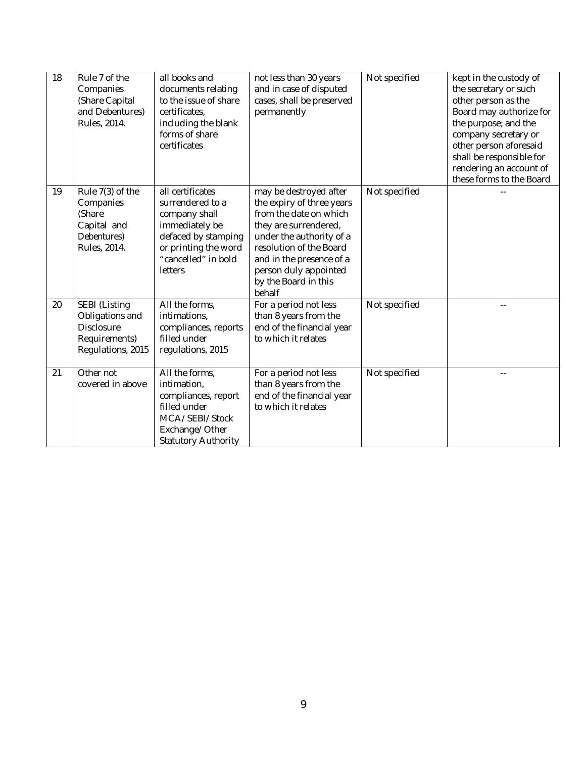| | | | | | |
|---|---|---|---|---|---|
| 18 | Rule 7 of the Companies (Share Capital and Debentures) Rules, 2014. | all books and documents relating to the issue of share certificates, including the blank forms of share certificates | not less than 30 years and in case of disputed cases, shall be preserved permanently | Not specified | kept in the custody of the secretary or such other person as the Board may authorize for the purpose; and the company secretary or other person aforesaid shall be responsible for rendering an account of these forms to the Board |
| 19 | Rule 7(3) of the Companies (Share Capital and Debentures) Rules, 2014. | all certificates surrendered to a company shall immediately be defaced by stamping or printing the word "cancelled" in bold letters | may be destroyed after the expiry of three years from the date on which they are surrendered, under the authority of a resolution of the Board and in the presence of a person duly appointed by the Board in this behalf | Not specified | -- |
| 20 | SEBI (Listing Obligations and Disclosure Requirements) Regulations, 2015 | All the forms, intimations, compliances, reports filled under regulations, 2015 | For a period not less than 8 years from the end of the financial year to which it relates | Not specified | -- |
| 21 | Other not covered in above | All the forms, intimation, compliances, report filled under MCA/SEBI/Stock Exchange/Other Statutory Authority | For a period not less than 8 years from the end of the financial year to which it relates | Not specified | -- |